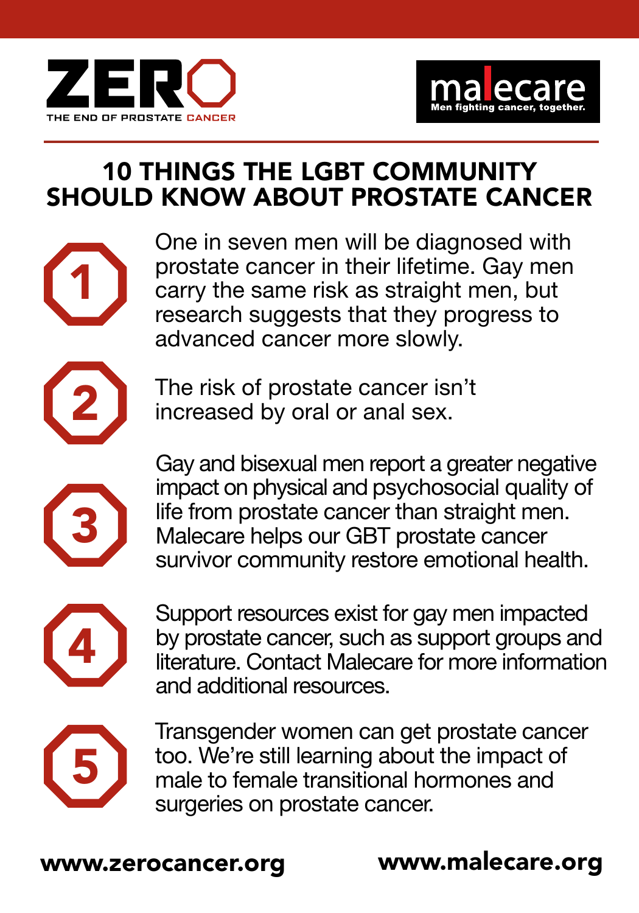ZERO THE END OF PROSTATE CANCER

malecare Men fighting cancer, together.

# 10 THINGS THE LGBT COMMUNITY SHOULD KNOW ABOUT PROSTATE CANCER

1. One in seven men will be diagnosed with prostate cancer in their lifetime. Gay men carry the same risk as straight men, but research suggests that they progress to advanced cancer more slowly.

2. The risk of prostate cancer isn't increased by oral or anal sex.

3. Gay and bisexual men report a greater negative impact on physical and psychosocial quality of life from prostate cancer than straight men. Malecare helps our GBT prostate cancer survivor community restore emotional health.

4. Support resources exist for gay men impacted by prostate cancer, such as support groups and literature. Contact Malecare for more information and additional resources.

5. Transgender women can get prostate cancer too. We're still learning about the impact of male to female transitional hormones and surgeries on prostate cancer.

**www.zerocancer.org** **www.malecare.org**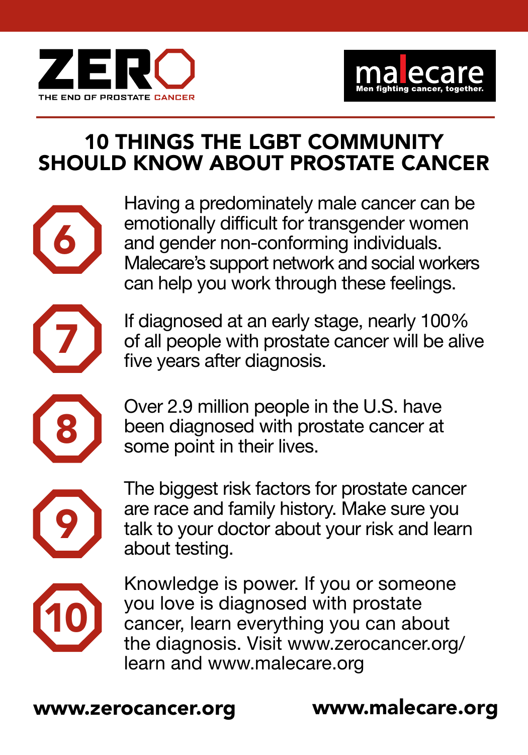ZERO

THE END OF PROSTATE CANCER

malecare

Men fighting cancer, together.

# 10 THINGS THE LGBT COMMUNITY SHOULD KNOW ABOUT PROSTATE CANCER

6. Having a predominately male cancer can be emotionally difficult for transgender women and gender non-conforming individuals. Malecare's support network and social workers can help you work through these feelings.

7. If diagnosed at an early stage, nearly 100% of all people with prostate cancer will be alive five years after diagnosis.

8. Over 2.9 million people in the U.S. have been diagnosed with prostate cancer at some point in their lives.

9. The biggest risk factors for prostate cancer are race and family history. Make sure you talk to your doctor about your risk and learn about testing.

10. Knowledge is power. If you or someone you love is diagnosed with prostate cancer, learn everything you can about the diagnosis. Visit www.zerocancer.org/learn and www.malecare.org

**www.zerocancer.org** **www.malecare.org**